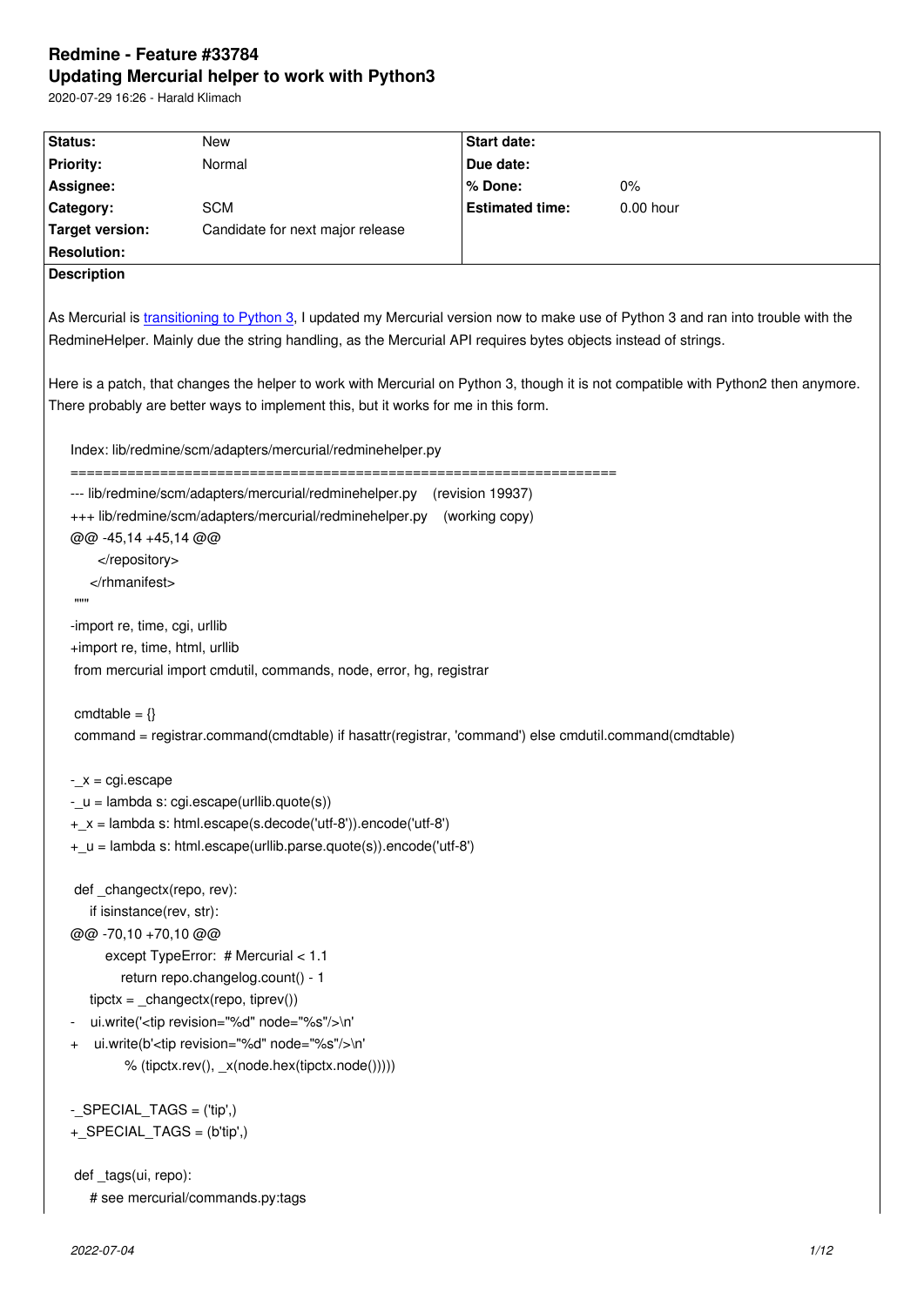# Redmine - Feature #33784

## Updating Mercurial helper to work with Python3

2020-07-29 16:26 - Harald Klimach

| Status: | New | Start date: | |
|---|---|---|---|
| Priority: | Normal | Due date: | |
| Assignee: | | % Done: | 0% |
| Category: | SCM | Estimated time: | 0.00 hour |
| Target version: | Candidate for next major release | | |
| Resolution: | | | |

**Description**

As Mercurial is transitioning to Python 3, I updated my Mercurial version now to make use of Python 3 and ran into trouble with the RedmineHelper. Mainly due the string handling, as the Mercurial API requires bytes objects instead of strings.

Here is a patch, that changes the helper to work with Mercurial on Python 3, though it is not compatible with Python2 then anymore. There probably are better ways to implement this, but it works for me in this form.

```
Index: lib/redmine/scm/adapters/mercurial/redminehelper.py
===================================================================
--- lib/redmine/scm/adapters/mercurial/redminehelper.py    (revision 19937)
+++ lib/redmine/scm/adapters/mercurial/redminehelper.py    (working copy)
@@ -45,14 +45,14 @@
     </repository>
   </rhmanifest>
 """
-import re, time, cgi, urllib
+import re, time, html, urllib
 from mercurial import cmdutil, commands, node, error, hg, registrar

 cmdtable = {}
 command = registrar.command(cmdtable) if hasattr(registrar, 'command') else cmdutil.command(cmdtable)

-_x = cgi.escape
-_u = lambda s: cgi.escape(urllib.quote(s))
+_x = lambda s: html.escape(s.decode('utf-8')).encode('utf-8')
+_u = lambda s: html.escape(urllib.parse.quote(s)).encode('utf-8')

 def _changectx(repo, rev):
     if isinstance(rev, str):
@@ -70,10 +70,10 @@
         except TypeError:  # Mercurial < 1.1
             return repo.changelog.count() - 1
     tipctx = _changectx(repo, tiprev())
-    ui.write('<tip revision="%d" node="%s"/>\n'
+    ui.write(b'<tip revision="%d" node="%s"/>\n'
              % (tipctx.rev(), _x(node.hex(tipctx.node()))))

-_SPECIAL_TAGS = ('tip',)
+_SPECIAL_TAGS = (b'tip',)

 def _tags(ui, repo):
     # see mercurial/commands.py:tags
```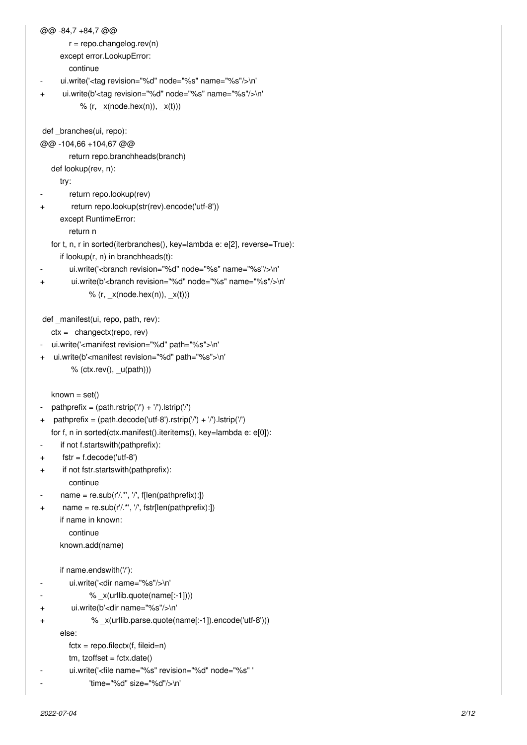```diff
@@ -84,7 +84,7 @@
             r = repo.changelog.rev(n)
         except error.LookupError:
             continue
-        ui.write('<tag revision="%d" node="%s" name="%s"/>\n'
+        ui.write(b'<tag revision="%d" node="%s" name="%s"/>\n'
                  % (r, _x(node.hex(n)), _x(t)))
 
 def _branches(ui, repo):
@@ -104,66 +104,67 @@
             return repo.branchheads(branch)
     def lookup(rev, n):
         try:
-            return repo.lookup(rev)
+            return repo.lookup(str(rev).encode('utf-8'))
         except RuntimeError:
             return n
     for t, n, r in sorted(iterbranches(), key=lambda e: e[2], reverse=True):
         if lookup(r, n) in branchheads(t):
-            ui.write('<branch revision="%d" node="%s" name="%s"/>\n'
+            ui.write(b'<branch revision="%d" node="%s" name="%s"/>\n'
                      % (r, _x(node.hex(n)), _x(t)))
 
 def _manifest(ui, repo, path, rev):
     ctx = _changectx(repo, rev)
-    ui.write('<manifest revision="%d" path="%s">\n'
+    ui.write(b'<manifest revision="%d" path="%s">\n'
              % (ctx.rev(), _u(path)))
 
     known = set()
-    pathprefix = (path.rstrip('/') + '/').lstrip('/')
+    pathprefix = (path.decode('utf-8').rstrip('/') + '/').lstrip('/')
     for f, n in sorted(ctx.manifest().iteritems(), key=lambda e: e[0]):
-        if not f.startswith(pathprefix):
+        fstr = f.decode('utf-8')
+        if not fstr.startswith(pathprefix):
             continue
-        name = re.sub(r'/.*', '/', f[len(pathprefix):])
+        name = re.sub(r'/.*', '/', fstr[len(pathprefix):])
         if name in known:
             continue
         known.add(name)
 
         if name.endswith('/'):
-            ui.write('<dir name="%s"/>\n'
-                     % _x(urllib.quote(name[:-1])))
+            ui.write(b'<dir name="%s"/>\n'
+                     % _x(urllib.parse.quote(name[:-1]).encode('utf-8')))
         else:
             fctx = repo.filectx(f, fileid=n)
             tm, tzoffset = fctx.date()
-            ui.write('<file name="%s" revision="%d" node="%s" '
-                     'time="%d" size="%d"/>\n'
```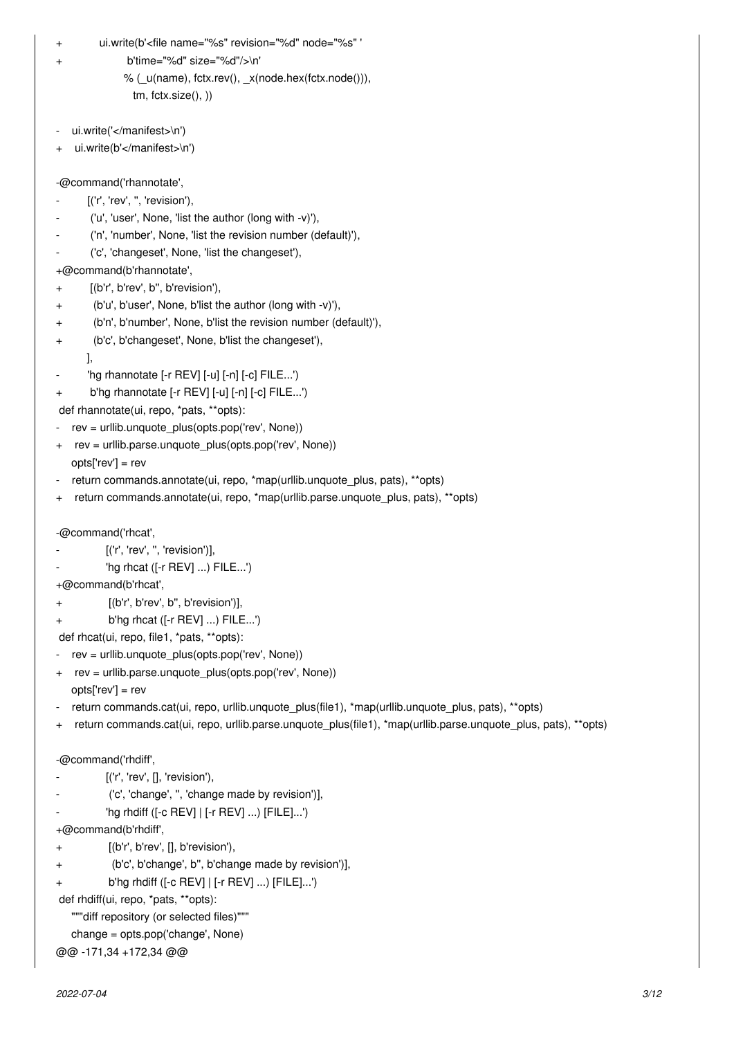```
+          ui.write(b'<file name="%s" revision="%d" node="%s" '
+                   b'time="%d" size="%d"/>\n'
                   % (_u(name), fctx.rev(), _x(node.hex(fctx.node())),
                      tm, fctx.size(), ))

-    ui.write('</manifest>\n')
+    ui.write(b'</manifest>\n')

-@command('rhannotate',
-         [('r', 'rev', '', 'revision'),
-          ('u', 'user', None, 'list the author (long with -v)'),
-          ('n', 'number', None, 'list the revision number (default)'),
-          ('c', 'changeset', None, 'list the changeset'),
+@command(b'rhannotate',
+         [(b'r', b'rev', b'', b'revision'),
+          (b'u', b'user', None, b'list the author (long with -v)'),
+          (b'n', b'number', None, b'list the revision number (default)'),
+          (b'c', b'changeset', None, b'list the changeset'),
          ],
-         'hg rhannotate [-r REV] [-u] [-n] [-c] FILE...')
+         b'hg rhannotate [-r REV] [-u] [-n] [-c] FILE...')
 def rhannotate(ui, repo, *pats, **opts):
-    rev = urllib.unquote_plus(opts.pop('rev', None))
+    rev = urllib.parse.unquote_plus(opts.pop('rev', None))
     opts['rev'] = rev
-    return commands.annotate(ui, repo, *map(urllib.unquote_plus, pats), **opts)
+    return commands.annotate(ui, repo, *map(urllib.parse.unquote_plus, pats), **opts)

-@command('rhcat',
-               [('r', 'rev', '', 'revision')],
-               'hg rhcat ([-r REV] ...) FILE...')
+@command(b'rhcat',
+               [(b'r', b'rev', b'', b'revision')],
+               b'hg rhcat ([-r REV] ...) FILE...')
 def rhcat(ui, repo, file1, *pats, **opts):
-    rev = urllib.unquote_plus(opts.pop('rev', None))
+    rev = urllib.parse.unquote_plus(opts.pop('rev', None))
     opts['rev'] = rev
-    return commands.cat(ui, repo, urllib.unquote_plus(file1), *map(urllib.unquote_plus, pats), **opts)
+    return commands.cat(ui, repo, urllib.parse.unquote_plus(file1), *map(urllib.parse.unquote_plus, pats), **opts)

-@command('rhdiff',
-               [('r', 'rev', [], 'revision'),
-                ('c', 'change', '', 'change made by revision')],
-               'hg rhdiff ([-c REV] | [-r REV] ...) [FILE]...')
+@command(b'rhdiff',
+               [(b'r', b'rev', [], b'revision'),
+                (b'c', b'change', b'', b'change made by revision')],
+               b'hg rhdiff ([-c REV] | [-r REV] ...) [FILE]...')
 def rhdiff(ui, repo, *pats, **opts):
     """diff repository (or selected files)"""
     change = opts.pop('change', None)
@@ -171,34 +172,34 @@
```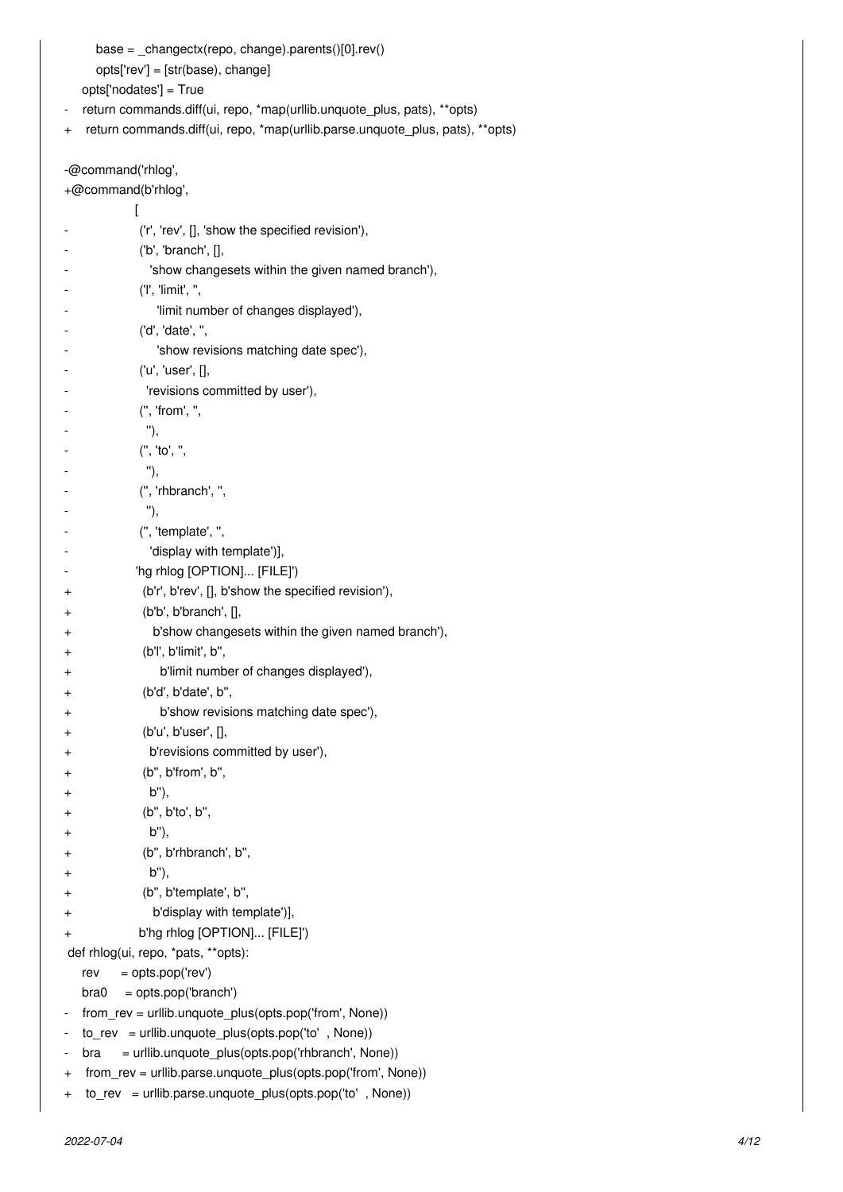```
        base = _changectx(repo, change).parents()[0].rev()
        opts['rev'] = [str(base), change]
     opts['nodates'] = True
-    return commands.diff(ui, repo, *map(urllib.unquote_plus, pats), **opts)
+    return commands.diff(ui, repo, *map(urllib.parse.unquote_plus, pats), **opts)

-@command('rhlog',
+@command(b'rhlog',
                 [
-                  ('r', 'rev', [], 'show the specified revision'),
-                  ('b', 'branch', [],
-                     'show changesets within the given named branch'),
-                  ('l', 'limit', '',
-                       'limit number of changes displayed'),
-                  ('d', 'date', '',
-                       'show revisions matching date spec'),
-                  ('u', 'user', [],
-                    'revisions committed by user'),
-                  ('', 'from', '',
-                    ''),
-                  ('', 'to', '',
-                    ''),
-                  ('', 'rhbranch', '',
-                    ''),
-                  ('', 'template', '',
-                     'display with template')],
-                 'hg rhlog [OPTION]... [FILE]')
+                  (b'r', b'rev', [], b'show the specified revision'),
+                  (b'b', b'branch', [],
+                     b'show changesets within the given named branch'),
+                  (b'l', b'limit', b'',
+                       b'limit number of changes displayed'),
+                  (b'd', b'date', b'',
+                       b'show revisions matching date spec'),
+                  (b'u', b'user', [],
+                    b'revisions committed by user'),
+                  (b'', b'from', b'',
+                    b''),
+                  (b'', b'to', b'',
+                    b''),
+                  (b'', b'rhbranch', b'',
+                    b''),
+                  (b'', b'template', b'',
+                     b'display with template')],
+                 b'hg rhlog [OPTION]... [FILE]')
 def rhlog(ui, repo, *pats, **opts):
     rev      = opts.pop('rev')
     bra0     = opts.pop('branch')
-    from_rev = urllib.unquote_plus(opts.pop('from', None))
-    to_rev   = urllib.unquote_plus(opts.pop('to'  , None))
-    bra      = urllib.unquote_plus(opts.pop('rhbranch', None))
+    from_rev = urllib.parse.unquote_plus(opts.pop('from', None))
+    to_rev   = urllib.parse.unquote_plus(opts.pop('to'  , None))
```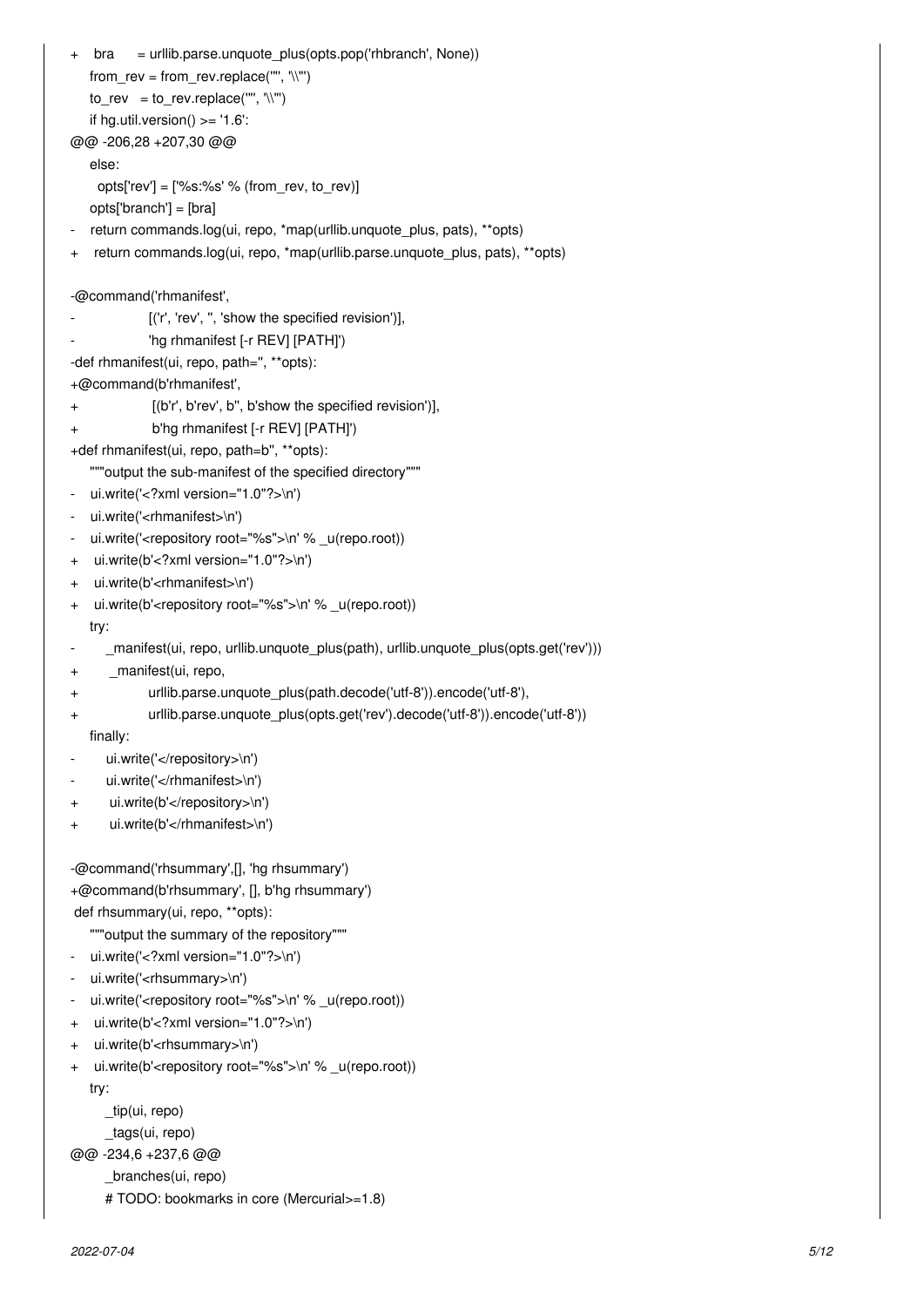```
+    bra     = urllib.parse.unquote_plus(opts.pop('rhbranch', None))
     from_rev = from_rev.replace('"', '\\"')
     to_rev   = to_rev.replace('"', '\\"')
     if hg.util.version() >= '1.6':
@@ -206,28 +207,30 @@
     else:
       opts['rev'] = ['%s:%s' % (from_rev, to_rev)]
     opts['branch'] = [bra]
-    return commands.log(ui, repo, *map(urllib.unquote_plus, pats), **opts)
+    return commands.log(ui, repo, *map(urllib.parse.unquote_plus, pats), **opts)

-@command('rhmanifest',
-                [('r', 'rev', '', 'show the specified revision')],
-                'hg rhmanifest [-r REV] [PATH]')
-def rhmanifest(ui, repo, path='', **opts):
+@command(b'rhmanifest',
+                 [(b'r', b'rev', b'', b'show the specified revision')],
+                 b'hg rhmanifest [-r REV] [PATH]')
+def rhmanifest(ui, repo, path=b'', **opts):
     """output the sub-manifest of the specified directory"""
-    ui.write('<?xml version="1.0"?>\n')
-    ui.write('<rhmanifest>\n')
-    ui.write('<repository root="%s">\n' % _u(repo.root))
+    ui.write(b'<?xml version="1.0"?>\n')
+    ui.write(b'<rhmanifest>\n')
+    ui.write(b'<repository root="%s">\n' % _u(repo.root))
     try:
-        _manifest(ui, repo, urllib.unquote_plus(path), urllib.unquote_plus(opts.get('rev')))
+        _manifest(ui, repo,
+                urllib.parse.unquote_plus(path.decode('utf-8')).encode('utf-8'),
+                urllib.parse.unquote_plus(opts.get('rev').decode('utf-8')).encode('utf-8'))
     finally:
-        ui.write('</repository>\n')
-        ui.write('</rhmanifest>\n')
+        ui.write(b'</repository>\n')
+        ui.write(b'</rhmanifest>\n')

-@command('rhsummary',[], 'hg rhsummary')
+@command(b'rhsummary', [], b'hg rhsummary')
 def rhsummary(ui, repo, **opts):
     """output the summary of the repository"""
-    ui.write('<?xml version="1.0"?>\n')
-    ui.write('<rhsummary>\n')
-    ui.write('<repository root="%s">\n' % _u(repo.root))
+    ui.write(b'<?xml version="1.0"?>\n')
+    ui.write(b'<rhsummary>\n')
+    ui.write(b'<repository root="%s">\n' % _u(repo.root))
     try:
         _tip(ui, repo)
         _tags(ui, repo)
@@ -234,6 +237,6 @@
         _branches(ui, repo)
         # TODO: bookmarks in core (Mercurial>=1.8)
```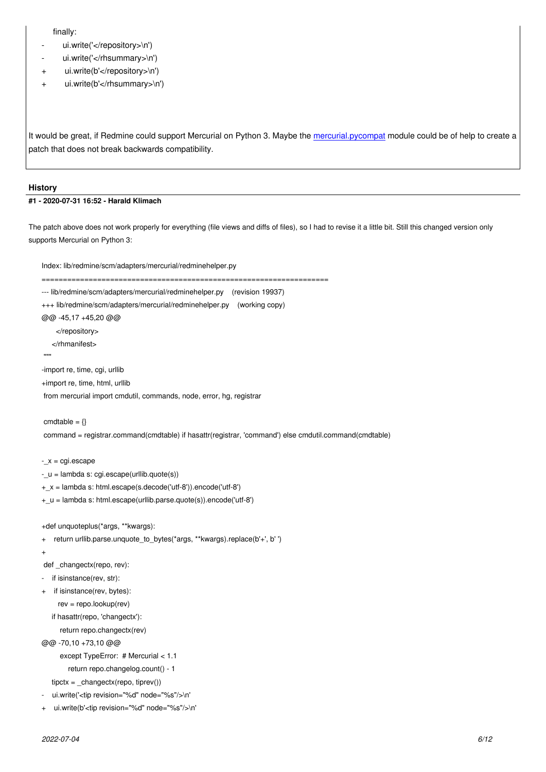```
     finally:
-        ui.write('</repository>\n')
-        ui.write('</rhsummary>\n')
+        ui.write(b'</repository>\n')
+        ui.write(b'</rhsummary>\n')
```

It would be great, if Redmine could support Mercurial on Python 3. Maybe the mercurial.pycompat module could be of help to create a patch that does not break backwards compatibility.

## History

### #1 - 2020-07-31 16:52 - Harald Klimach

The patch above does not work properly for everything (file views and diffs of files), so I had to revise it a little bit. Still this changed version only supports Mercurial on Python 3:

```
Index: lib/redmine/scm/adapters/mercurial/redminehelper.py
===================================================================
--- lib/redmine/scm/adapters/mercurial/redminehelper.py    (revision 19937)
+++ lib/redmine/scm/adapters/mercurial/redminehelper.py    (working copy)
@@ -45,17 +45,20 @@
       </repository>
     </rhmanifest>
 """
-import re, time, cgi, urllib
+import re, time, html, urllib
 from mercurial import cmdutil, commands, node, error, hg, registrar

 cmdtable = {}
 command = registrar.command(cmdtable) if hasattr(registrar, 'command') else cmdutil.command(cmdtable)

-_x = cgi.escape
-_u = lambda s: cgi.escape(urllib.quote(s))
+_x = lambda s: html.escape(s.decode('utf-8')).encode('utf-8')
+_u = lambda s: html.escape(urllib.parse.quote(s)).encode('utf-8')

+def unquoteplus(*args, **kwargs):
+    return urllib.parse.unquote_to_bytes(*args, **kwargs).replace(b'+', b' ')
+
 def _changectx(repo, rev):
-    if isinstance(rev, str):
+    if isinstance(rev, bytes):
        rev = repo.lookup(rev)
     if hasattr(repo, 'changectx'):
         return repo.changectx(rev)
@@ -70,10 +73,10 @@
         except TypeError:  # Mercurial < 1.1
             return repo.changelog.count() - 1
     tipctx = _changectx(repo, tiprev())
-    ui.write('<tip revision="%d" node="%s"/>\n'
+    ui.write(b'<tip revision="%d" node="%s"/>\n'
```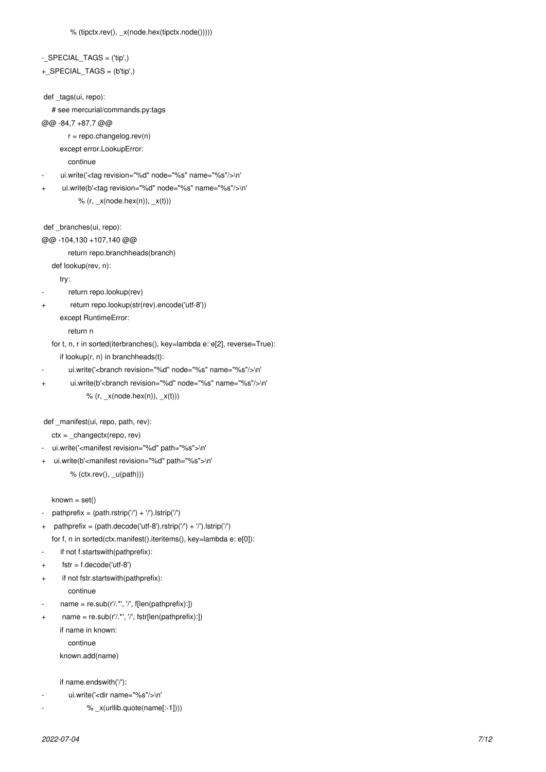```
                % (tipctx.rev(), _x(node.hex(tipctx.node()))))

-_SPECIAL_TAGS = ('tip',)
+_SPECIAL_TAGS = (b'tip',)

 def _tags(ui, repo):
     # see mercurial/commands.py:tags
@@ -84,7 +87,7 @@
             r = repo.changelog.rev(n)
         except error.LookupError:
             continue
-        ui.write('<tag revision="%d" node="%s" name="%s"/>\n'
+        ui.write(b'<tag revision="%d" node="%s" name="%s"/>\n'
                  % (r, _x(node.hex(n)), _x(t)))

 def _branches(ui, repo):
@@ -104,130 +107,140 @@
             return repo.branchheads(branch)
     def lookup(rev, n):
         try:
-            return repo.lookup(rev)
+            return repo.lookup(str(rev).encode('utf-8'))
         except RuntimeError:
             return n
     for t, n, r in sorted(iterbranches(), key=lambda e: e[2], reverse=True):
         if lookup(r, n) in branchheads(t):
-            ui.write('<branch revision="%d" node="%s" name="%s"/>\n'
+            ui.write(b'<branch revision="%d" node="%s" name="%s"/>\n'
                      % (r, _x(node.hex(n)), _x(t)))

 def _manifest(ui, repo, path, rev):
     ctx = _changectx(repo, rev)
-    ui.write('<manifest revision="%d" path="%s">\n'
+    ui.write(b'<manifest revision="%d" path="%s">\n'
              % (ctx.rev(), _u(path)))

     known = set()
-    pathprefix = (path.rstrip('/') + '/').lstrip('/')
+    pathprefix = (path.decode('utf-8').rstrip('/') + '/').lstrip('/')
     for f, n in sorted(ctx.manifest().iteritems(), key=lambda e: e[0]):
-        if not f.startswith(pathprefix):
+        fstr = f.decode('utf-8')
+        if not fstr.startswith(pathprefix):
             continue
-        name = re.sub(r'/.*', '/', f[len(pathprefix):])
+        name = re.sub(r'/.*', '/', fstr[len(pathprefix):])
         if name in known:
             continue
         known.add(name)

         if name.endswith('/'):
-            ui.write('<dir name="%s"/>\n'
-                     % _x(urllib.quote(name[:-1])))
```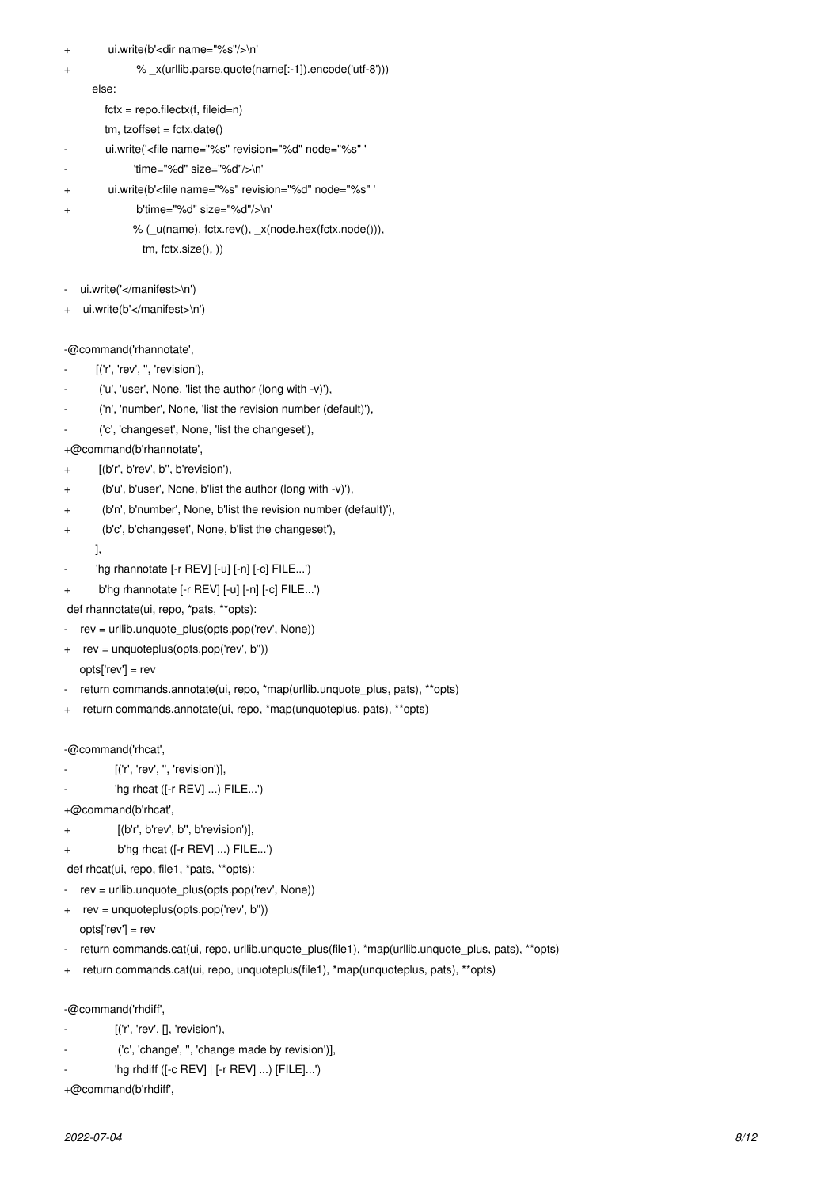```
+            ui.write(b'<dir name="%s"/>\n'
+                     % _x(urllib.parse.quote(name[:-1]).encode('utf-8')))
         else:
             fctx = repo.filectx(f, fileid=n)
             tm, tzoffset = fctx.date()
-            ui.write('<file name="%s" revision="%d" node="%s" '
-                     'time="%d" size="%d"/>\n'
+            ui.write(b'<file name="%s" revision="%d" node="%s" '
+                     b'time="%d" size="%d"/>\n'
                      % (_u(name), fctx.rev(), _x(node.hex(fctx.node())),
                         tm, fctx.size(), ))

-    ui.write('</manifest>\n')
+    ui.write(b'</manifest>\n')

-@command('rhannotate',
-         [('r', 'rev', '', 'revision'),
-          ('u', 'user', None, 'list the author (long with -v)'),
-          ('n', 'number', None, 'list the revision number (default)'),
-          ('c', 'changeset', None, 'list the changeset'),
+@command(b'rhannotate',
+         [(b'r', b'rev', b'', b'revision'),
+          (b'u', b'user', None, b'list the author (long with -v)'),
+          (b'n', b'number', None, b'list the revision number (default)'),
+          (b'c', b'changeset', None, b'list the changeset'),
          ],
-         'hg rhannotate [-r REV] [-u] [-n] [-c] FILE...')
+         b'hg rhannotate [-r REV] [-u] [-n] [-c] FILE...')
 def rhannotate(ui, repo, *pats, **opts):
-    rev = urllib.unquote_plus(opts.pop('rev', None))
+    rev = unquoteplus(opts.pop('rev', b''))
     opts['rev'] = rev
-    return commands.annotate(ui, repo, *map(urllib.unquote_plus, pats), **opts)
+    return commands.annotate(ui, repo, *map(unquoteplus, pats), **opts)

-@command('rhcat',
-         [('r', 'rev', '', 'revision')],
-         'hg rhcat ([-r REV] ...) FILE...')
+@command(b'rhcat',
+         [(b'r', b'rev', b'', b'revision')],
+         b'hg rhcat ([-r REV] ...) FILE...')
 def rhcat(ui, repo, file1, *pats, **opts):
-    rev = urllib.unquote_plus(opts.pop('rev', None))
+    rev = unquoteplus(opts.pop('rev', b''))
     opts['rev'] = rev
-    return commands.cat(ui, repo, urllib.unquote_plus(file1), *map(urllib.unquote_plus, pats), **opts)
+    return commands.cat(ui, repo, unquoteplus(file1), *map(unquoteplus, pats), **opts)

-@command('rhdiff',
-         [('r', 'rev', [], 'revision'),
-          ('c', 'change', '', 'change made by revision')],
-         'hg rhdiff ([-c REV] | [-r REV] ...) [FILE]...')
+@command(b'rhdiff',
```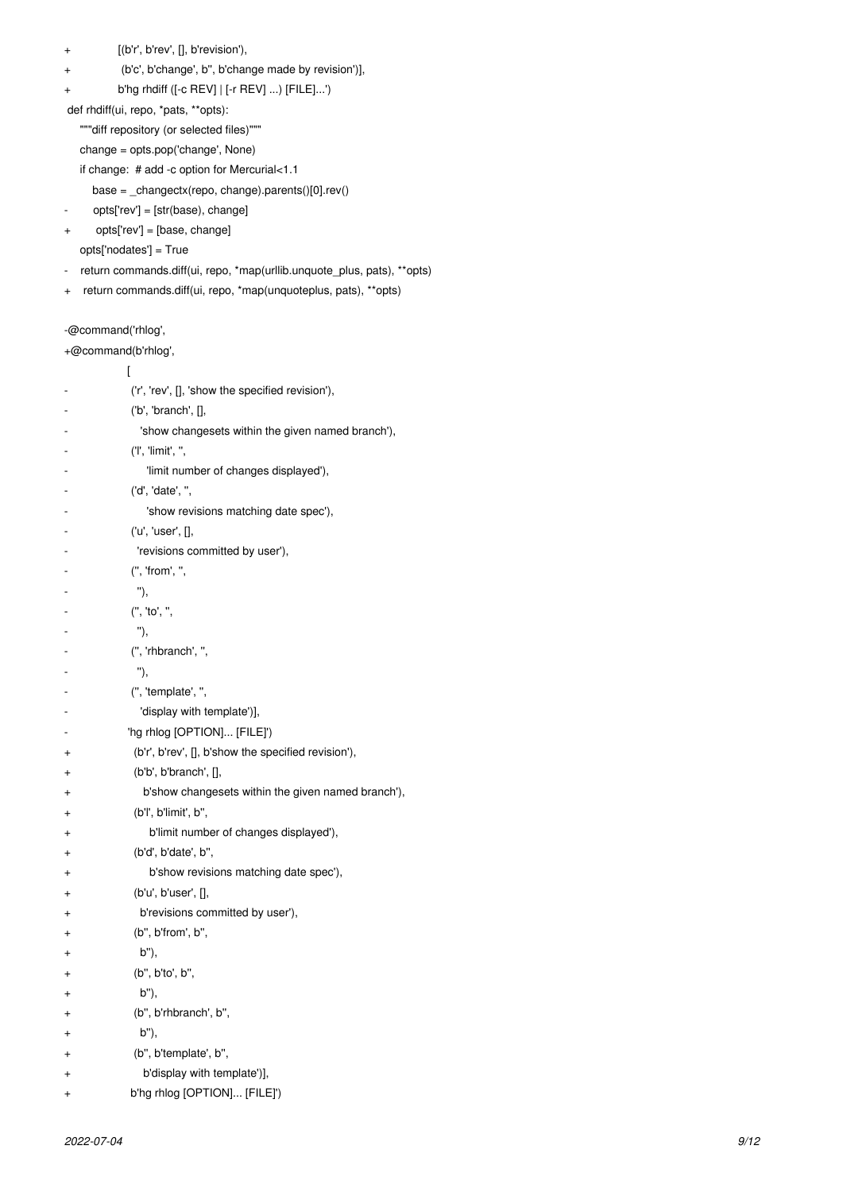```
+            [(b'r', b'rev', [], b'revision'),
+             (b'c', b'change', b'', b'change made by revision')],
+            b'hg rhdiff ([-c REV] | [-r REV] ...) [FILE]...')
 def rhdiff(ui, repo, *pats, **opts):
     """diff repository (or selected files)"""
     change = opts.pop('change', None)
     if change:  # add -c option for Mercurial<1.1
         base = _changectx(repo, change).parents()[0].rev()
-        opts['rev'] = [str(base), change]
+        opts['rev'] = [base, change]
     opts['nodates'] = True
-    return commands.diff(ui, repo, *map(urllib.unquote_plus, pats), **opts)
+    return commands.diff(ui, repo, *map(unquoteplus, pats), **opts)

-@command('rhlog',
+@command(b'rhlog',
              [
-                 ('r', 'rev', [], 'show the specified revision'),
-                 ('b', 'branch', [],
-                    'show changesets within the given named branch'),
-                 ('l', 'limit', '',
-                      'limit number of changes displayed'),
-                 ('d', 'date', '',
-                      'show revisions matching date spec'),
-                 ('u', 'user', [],
-                   'revisions committed by user'),
-                 ('', 'from', '',
-                   ''),
-                 ('', 'to', '',
-                   ''),
-                 ('', 'rhbranch', '',
-                   ''),
-                 ('', 'template', '',
-                    'display with template')],
-              'hg rhlog [OPTION]... [FILE]')
+                 (b'r', b'rev', [], b'show the specified revision'),
+                 (b'b', b'branch', [],
+                    b'show changesets within the given named branch'),
+                 (b'l', b'limit', b'',
+                      b'limit number of changes displayed'),
+                 (b'd', b'date', b'',
+                      b'show revisions matching date spec'),
+                 (b'u', b'user', [],
+                   b'revisions committed by user'),
+                 (b'', b'from', b'',
+                   b''),
+                 (b'', b'to', b'',
+                   b''),
+                 (b'', b'rhbranch', b'',
+                   b''),
+                 (b'', b'template', b'',
+                    b'display with template')],
+              b'hg rhlog [OPTION]... [FILE]')
```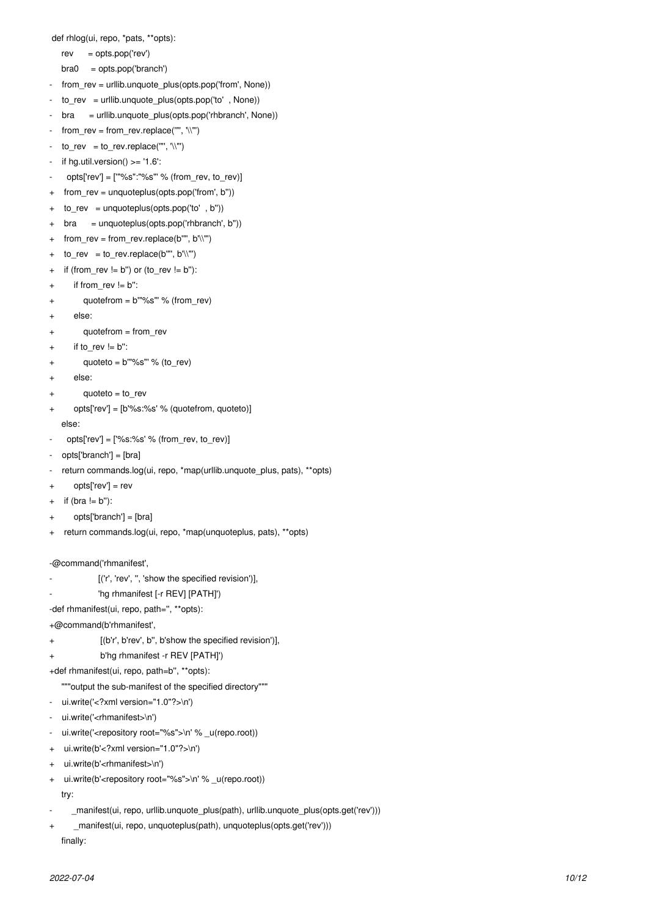```
 def rhlog(ui, repo, *pats, **opts):
     rev      = opts.pop('rev')
     bra0     = opts.pop('branch')
-    from_rev = urllib.unquote_plus(opts.pop('from', None))
-    to_rev   = urllib.unquote_plus(opts.pop('to'  , None))
-    bra      = urllib.unquote_plus(opts.pop('rhbranch', None))
-    from_rev = from_rev.replace('"', '\\"')
-    to_rev   = to_rev.replace('"', '\\"')
-    if hg.util.version() >= '1.6':
-      opts['rev'] = ['"%s":"%s"' % (from_rev, to_rev)]
+    from_rev = unquoteplus(opts.pop('from', b''))
+    to_rev   = unquoteplus(opts.pop('to'  , b''))
+    bra      = unquoteplus(opts.pop('rhbranch', b''))
+    from_rev = from_rev.replace(b'"', b'\\"')
+    to_rev   = to_rev.replace(b'"', b'\\"')
+    if (from_rev != b'') or (to_rev != b''):
+        if from_rev != b'':
+            quotefrom = b'"%s"' % (from_rev)
+        else:
+            quotefrom = from_rev
+        if to_rev != b'':
+            quoteto = b'"%s"' % (to_rev)
+        else:
+            quoteto = to_rev
+        opts['rev'] = [b'%s:%s' % (quotefrom, quoteto)]
     else:
-      opts['rev'] = ['%s:%s' % (from_rev, to_rev)]
-    opts['branch'] = [bra]
-    return commands.log(ui, repo, *map(urllib.unquote_plus, pats), **opts)
+        opts['rev'] = rev
+    if (bra != b''):
+        opts['branch'] = [bra]
+    return commands.log(ui, repo, *map(unquoteplus, pats), **opts)

-@command('rhmanifest',
-                 [('r', 'rev', '', 'show the specified revision')],
-                 'hg rhmanifest [-r REV] [PATH]')
-def rhmanifest(ui, repo, path='', **opts):
+@command(b'rhmanifest',
+                 [(b'r', b'rev', b'', b'show the specified revision')],
+                 b'hg rhmanifest -r REV [PATH]')
+def rhmanifest(ui, repo, path=b'', **opts):
     """output the sub-manifest of the specified directory"""
-    ui.write('<?xml version="1.0"?>\n')
-    ui.write('<rhmanifest>\n')
-    ui.write('<repository root="%s">\n' % _u(repo.root))
+    ui.write(b'<?xml version="1.0"?>\n')
+    ui.write(b'<rhmanifest>\n')
+    ui.write(b'<repository root="%s">\n' % _u(repo.root))
     try:
-        _manifest(ui, repo, urllib.unquote_plus(path), urllib.unquote_plus(opts.get('rev')))
+        _manifest(ui, repo, unquoteplus(path), unquoteplus(opts.get('rev')))
     finally:
```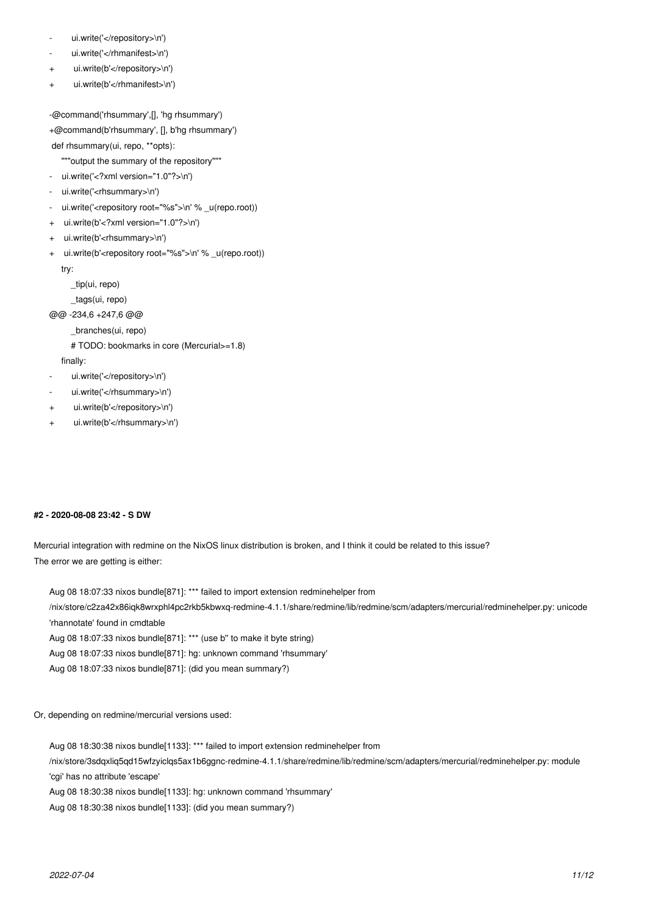```
-        ui.write('</repository>\n')
-        ui.write('</rhmanifest>\n')
+        ui.write(b'</repository>\n')
+        ui.write(b'</rhmanifest>\n')

-@command('rhsummary',[], 'hg rhsummary')
+@command(b'rhsummary', [], b'hg rhsummary')
 def rhsummary(ui, repo, **opts):
     """output the summary of the repository"""
-    ui.write('<?xml version="1.0"?>\n')
-    ui.write('<rhsummary>\n')
-    ui.write('<repository root="%s">\n' % _u(repo.root))
+    ui.write(b'<?xml version="1.0"?>\n')
+    ui.write(b'<rhsummary>\n')
+    ui.write(b'<repository root="%s">\n' % _u(repo.root))
     try:
         _tip(ui, repo)
         _tags(ui, repo)
@@ -234,6 +247,6 @@
         _branches(ui, repo)
         # TODO: bookmarks in core (Mercurial>=1.8)
     finally:
-        ui.write('</repository>\n')
-        ui.write('</rhsummary>\n')
+        ui.write(b'</repository>\n')
+        ui.write(b'</rhsummary>\n')
```

#### #2 - 2020-08-08 23:42 - S DW

Mercurial integration with redmine on the NixOS linux distribution is broken, and I think it could be related to this issue?
The error we are getting is either:

```
Aug 08 18:07:33 nixos bundle[871]: *** failed to import extension redminehelper from /nix/store/c2za42x86iqk8wrxphl4pc2rkb5kbwxq-redmine-4.1.1/share/redmine/lib/redmine/scm/adapters/mercurial/redminehelper.py: unicode 'rhannotate' found in cmdtable
Aug 08 18:07:33 nixos bundle[871]: *** (use b'' to make it byte string)
Aug 08 18:07:33 nixos bundle[871]: hg: unknown command 'rhsummary'
Aug 08 18:07:33 nixos bundle[871]: (did you mean summary?)
```

Or, depending on redmine/mercurial versions used:

```
Aug 08 18:30:38 nixos bundle[1133]: *** failed to import extension redminehelper from /nix/store/3sdqxliq5qd15wfzyiclqs5ax1b6ggnc-redmine-4.1.1/share/redmine/lib/redmine/scm/adapters/mercurial/redminehelper.py: module 'cgi' has no attribute 'escape'
Aug 08 18:30:38 nixos bundle[1133]: hg: unknown command 'rhsummary'
Aug 08 18:30:38 nixos bundle[1133]: (did you mean summary?)
```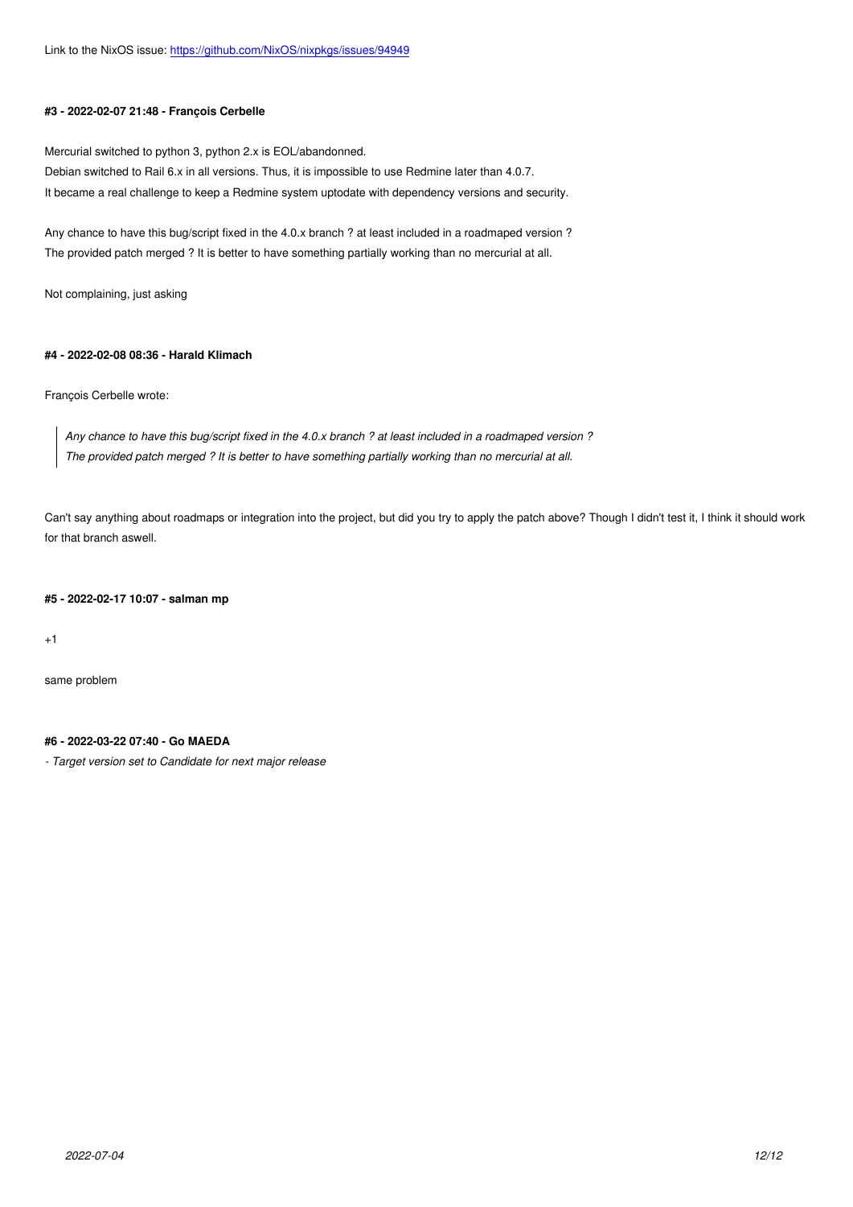Link to the NixOS issue: https://github.com/NixOS/nixpkgs/issues/94949

#### #3 - 2022-02-07 21:48 - François Cerbelle

Mercurial switched to python 3, python 2.x is EOL/abandonned.
Debian switched to Rail 6.x in all versions. Thus, it is impossible to use Redmine later than 4.0.7.
It became a real challenge to keep a Redmine system uptodate with dependency versions and security.

Any chance to have this bug/script fixed in the 4.0.x branch ? at least included in a roadmaped version ?
The provided patch merged ? It is better to have something partially working than no mercurial at all.

Not complaining, just asking

#### #4 - 2022-02-08 08:36 - Harald Klimach

François Cerbelle wrote:

> *Any chance to have this bug/script fixed in the 4.0.x branch ? at least included in a roadmaped version ?*
> *The provided patch merged ? It is better to have something partially working than no mercurial at all.*

Can't say anything about roadmaps or integration into the project, but did you try to apply the patch above? Though I didn't test it, I think it should work for that branch aswell.

#### #5 - 2022-02-17 10:07 - salman mp

+1

same problem

#### #6 - 2022-03-22 07:40 - Go MAEDA

*- Target version set to Candidate for next major release*